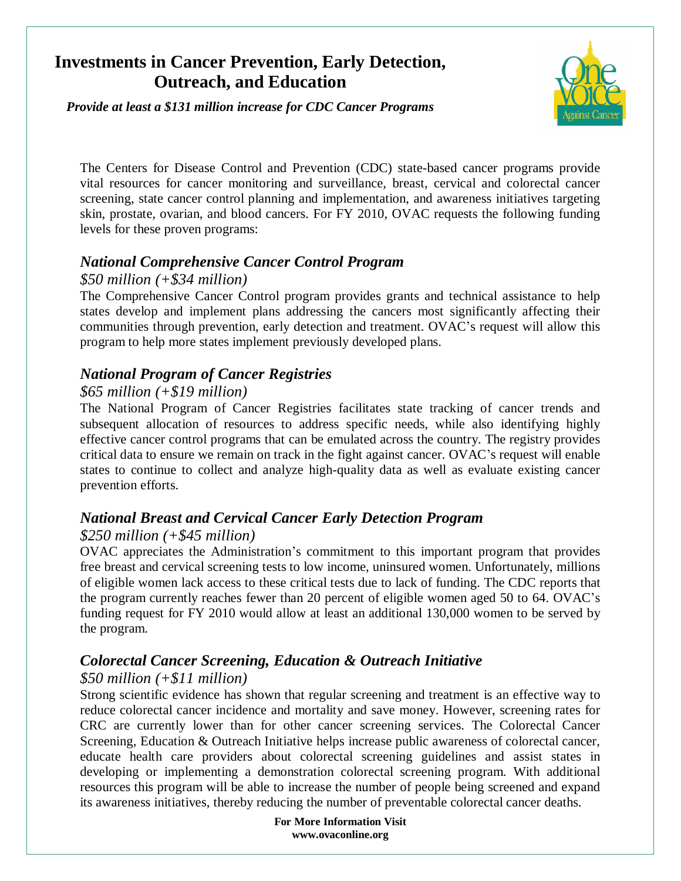# Investments in Cancer Prevention, Early Detection, Outreach, and Education

***Provide at least a $131 million increase for CDC Cancer Programs***

The Centers for Disease Control and Prevention (CDC) state-based cancer programs provide vital resources for cancer monitoring and surveillance, breast, cervical and colorectal cancer screening, state cancer control planning and implementation, and awareness initiatives targeting skin, prostate, ovarian, and blood cancers. For FY 2010, OVAC requests the following funding levels for these proven programs:

## *National Comprehensive Cancer Control Program*

*$50 million (+$34 million)*

The Comprehensive Cancer Control program provides grants and technical assistance to help states develop and implement plans addressing the cancers most significantly affecting their communities through prevention, early detection and treatment. OVAC's request will allow this program to help more states implement previously developed plans.

## *National Program of Cancer Registries*

*$65 million (+$19 million)*

The National Program of Cancer Registries facilitates state tracking of cancer trends and subsequent allocation of resources to address specific needs, while also identifying highly effective cancer control programs that can be emulated across the country. The registry provides critical data to ensure we remain on track in the fight against cancer. OVAC's request will enable states to continue to collect and analyze high-quality data as well as evaluate existing cancer prevention efforts.

## *National Breast and Cervical Cancer Early Detection Program*

*$250 million (+$45 million)*

OVAC appreciates the Administration's commitment to this important program that provides free breast and cervical screening tests to low income, uninsured women. Unfortunately, millions of eligible women lack access to these critical tests due to lack of funding. The CDC reports that the program currently reaches fewer than 20 percent of eligible women aged 50 to 64. OVAC's funding request for FY 2010 would allow at least an additional 130,000 women to be served by the program.

## *Colorectal Cancer Screening, Education & Outreach Initiative*

*$50 million (+$11 million)*

Strong scientific evidence has shown that regular screening and treatment is an effective way to reduce colorectal cancer incidence and mortality and save money. However, screening rates for CRC are currently lower than for other cancer screening services. The Colorectal Cancer Screening, Education & Outreach Initiative helps increase public awareness of colorectal cancer, educate health care providers about colorectal screening guidelines and assist states in developing or implementing a demonstration colorectal screening program. With additional resources this program will be able to increase the number of people being screened and expand its awareness initiatives, thereby reducing the number of preventable colorectal cancer deaths.

**For More Information Visit**
**www.ovaconline.org**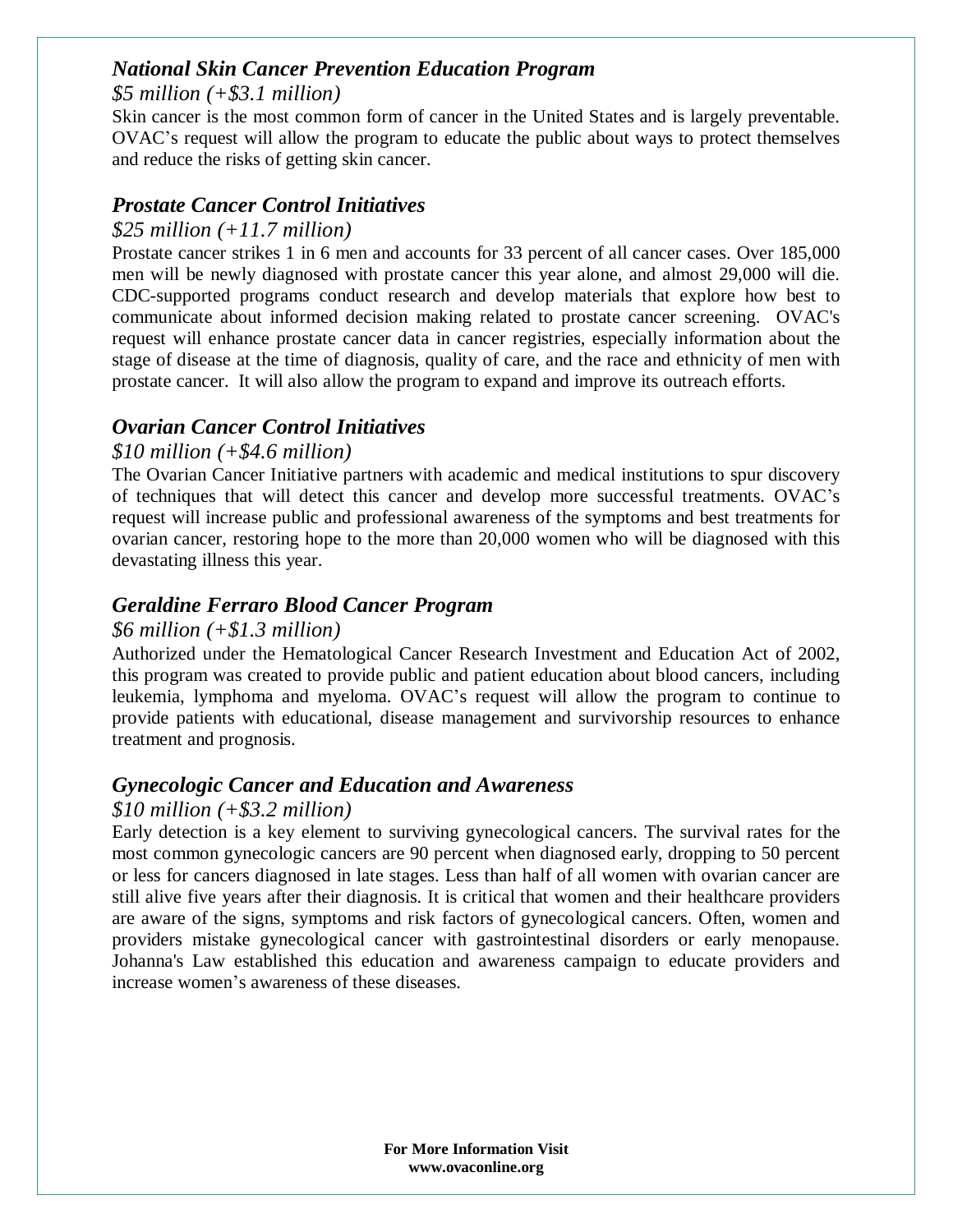### *National Skin Cancer Prevention Education Program*

*$5 million (+$3.1 million)*

Skin cancer is the most common form of cancer in the United States and is largely preventable. OVAC's request will allow the program to educate the public about ways to protect themselves and reduce the risks of getting skin cancer.

### *Prostate Cancer Control Initiatives*

*$25 million (+11.7 million)*

Prostate cancer strikes 1 in 6 men and accounts for 33 percent of all cancer cases. Over 185,000 men will be newly diagnosed with prostate cancer this year alone, and almost 29,000 will die. CDC-supported programs conduct research and develop materials that explore how best to communicate about informed decision making related to prostate cancer screening. OVAC's request will enhance prostate cancer data in cancer registries, especially information about the stage of disease at the time of diagnosis, quality of care, and the race and ethnicity of men with prostate cancer. It will also allow the program to expand and improve its outreach efforts.

### *Ovarian Cancer Control Initiatives*

*$10 million (+$4.6 million)*

The Ovarian Cancer Initiative partners with academic and medical institutions to spur discovery of techniques that will detect this cancer and develop more successful treatments. OVAC's request will increase public and professional awareness of the symptoms and best treatments for ovarian cancer, restoring hope to the more than 20,000 women who will be diagnosed with this devastating illness this year.

### *Geraldine Ferraro Blood Cancer Program*

*$6 million (+$1.3 million)*

Authorized under the Hematological Cancer Research Investment and Education Act of 2002, this program was created to provide public and patient education about blood cancers, including leukemia, lymphoma and myeloma. OVAC's request will allow the program to continue to provide patients with educational, disease management and survivorship resources to enhance treatment and prognosis.

### *Gynecologic Cancer and Education and Awareness*

*$10 million (+$3.2 million)*

Early detection is a key element to surviving gynecological cancers. The survival rates for the most common gynecologic cancers are 90 percent when diagnosed early, dropping to 50 percent or less for cancers diagnosed in late stages. Less than half of all women with ovarian cancer are still alive five years after their diagnosis. It is critical that women and their healthcare providers are aware of the signs, symptoms and risk factors of gynecological cancers. Often, women and providers mistake gynecological cancer with gastrointestinal disorders or early menopause. Johanna's Law established this education and awareness campaign to educate providers and increase women's awareness of these diseases.

**For More Information Visit**
**www.ovaconline.org**